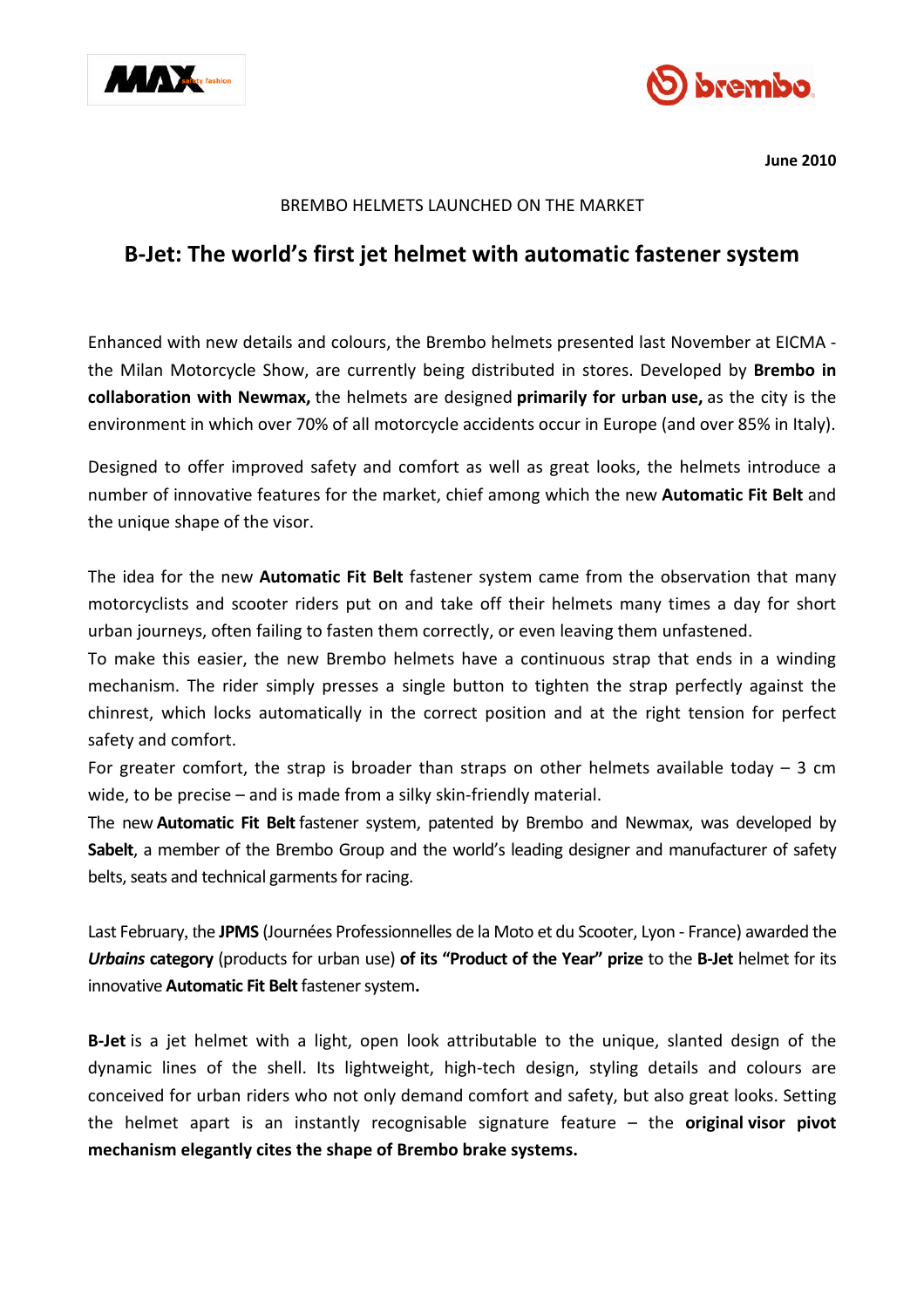**June 2010**

BREMBO HELMETS LAUNCHED ON THE MARKET

# B-Jet: The world's first jet helmet with automatic fastener system

Enhanced with new details and colours, the Brembo helmets presented last November at EICMA - the Milan Motorcycle Show, are currently being distributed in stores. Developed by **Brembo in collaboration with Newmax,** the helmets are designed **primarily for urban use,** as the city is the environment in which over 70% of all motorcycle accidents occur in Europe (and over 85% in Italy).

Designed to offer improved safety and comfort as well as great looks, the helmets introduce a number of innovative features for the market, chief among which the new **Automatic Fit Belt** and the unique shape of the visor.

The idea for the new **Automatic Fit Belt** fastener system came from the observation that many motorcyclists and scooter riders put on and take off their helmets many times a day for short urban journeys, often failing to fasten them correctly, or even leaving them unfastened.
To make this easier, the new Brembo helmets have a continuous strap that ends in a winding mechanism. The rider simply presses a single button to tighten the strap perfectly against the chinrest, which locks automatically in the correct position and at the right tension for perfect safety and comfort.
For greater comfort, the strap is broader than straps on other helmets available today – 3 cm wide, to be precise – and is made from a silky skin-friendly material.
The new **Automatic Fit Belt** fastener system, patented by Brembo and Newmax, was developed by **Sabelt**, a member of the Brembo Group and the world's leading designer and manufacturer of safety belts, seats and technical garments for racing.

Last February, the **JPMS** (Journées Professionnelles de la Moto et du Scooter, Lyon - France) awarded the ***Urbains*** **category** (products for urban use) **of its "Product of the Year" prize** to the **B-Jet** helmet for its innovative **Automatic Fit Belt** fastener system**.**

**B-Jet** is a jet helmet with a light, open look attributable to the unique, slanted design of the dynamic lines of the shell. Its lightweight, high-tech design, styling details and colours are conceived for urban riders who not only demand comfort and safety, but also great looks. Setting the helmet apart is an instantly recognisable signature feature – the **original visor pivot mechanism elegantly cites the shape of Brembo brake systems.**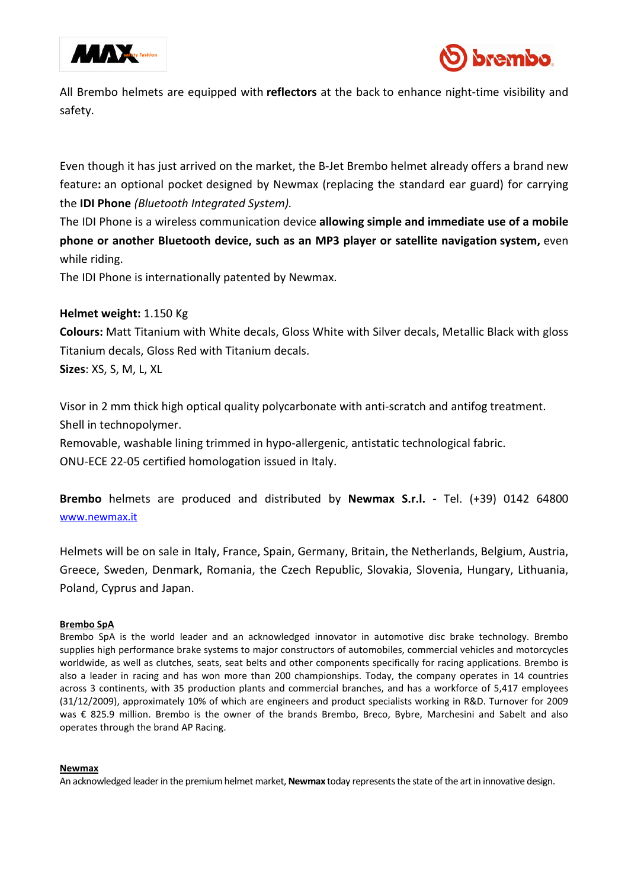All Brembo helmets are equipped with **reflectors** at the back to enhance night-time visibility and safety.

Even though it has just arrived on the market, the B-Jet Brembo helmet already offers a brand new feature**:** an optional pocket designed by Newmax (replacing the standard ear guard) for carrying the **IDI Phone** *(Bluetooth Integrated System).*

The IDI Phone is a wireless communication device **allowing simple and immediate use of a mobile phone or another Bluetooth device, such as an MP3 player or satellite navigation system,** even while riding.

The IDI Phone is internationally patented by Newmax.

**Helmet weight:** 1.150 Kg

**Colours:** Matt Titanium with White decals, Gloss White with Silver decals, Metallic Black with gloss Titanium decals, Gloss Red with Titanium decals.

**Sizes**: XS, S, M, L, XL

Visor in 2 mm thick high optical quality polycarbonate with anti-scratch and antifog treatment.

Shell in technopolymer.

Removable, washable lining trimmed in hypo-allergenic, antistatic technological fabric.

ONU-ECE 22-05 certified homologation issued in Italy.

**Brembo** helmets are produced and distributed by **Newmax S.r.l. -** Tel. (+39) 0142 64800 www.newmax.it

Helmets will be on sale in Italy, France, Spain, Germany, Britain, the Netherlands, Belgium, Austria, Greece, Sweden, Denmark, Romania, the Czech Republic, Slovakia, Slovenia, Hungary, Lithuania, Poland, Cyprus and Japan.

**Brembo SpA**

Brembo SpA is the world leader and an acknowledged innovator in automotive disc brake technology. Brembo supplies high performance brake systems to major constructors of automobiles, commercial vehicles and motorcycles worldwide, as well as clutches, seats, seat belts and other components specifically for racing applications. Brembo is also a leader in racing and has won more than 200 championships. Today, the company operates in 14 countries across 3 continents, with 35 production plants and commercial branches, and has a workforce of 5,417 employees (31/12/2009), approximately 10% of which are engineers and product specialists working in R&D. Turnover for 2009 was € 825.9 million. Brembo is the owner of the brands Brembo, Breco, Bybre, Marchesini and Sabelt and also operates through the brand AP Racing.

**Newmax**

An acknowledged leader in the premium helmet market, **Newmax** today represents the state of the art in innovative design.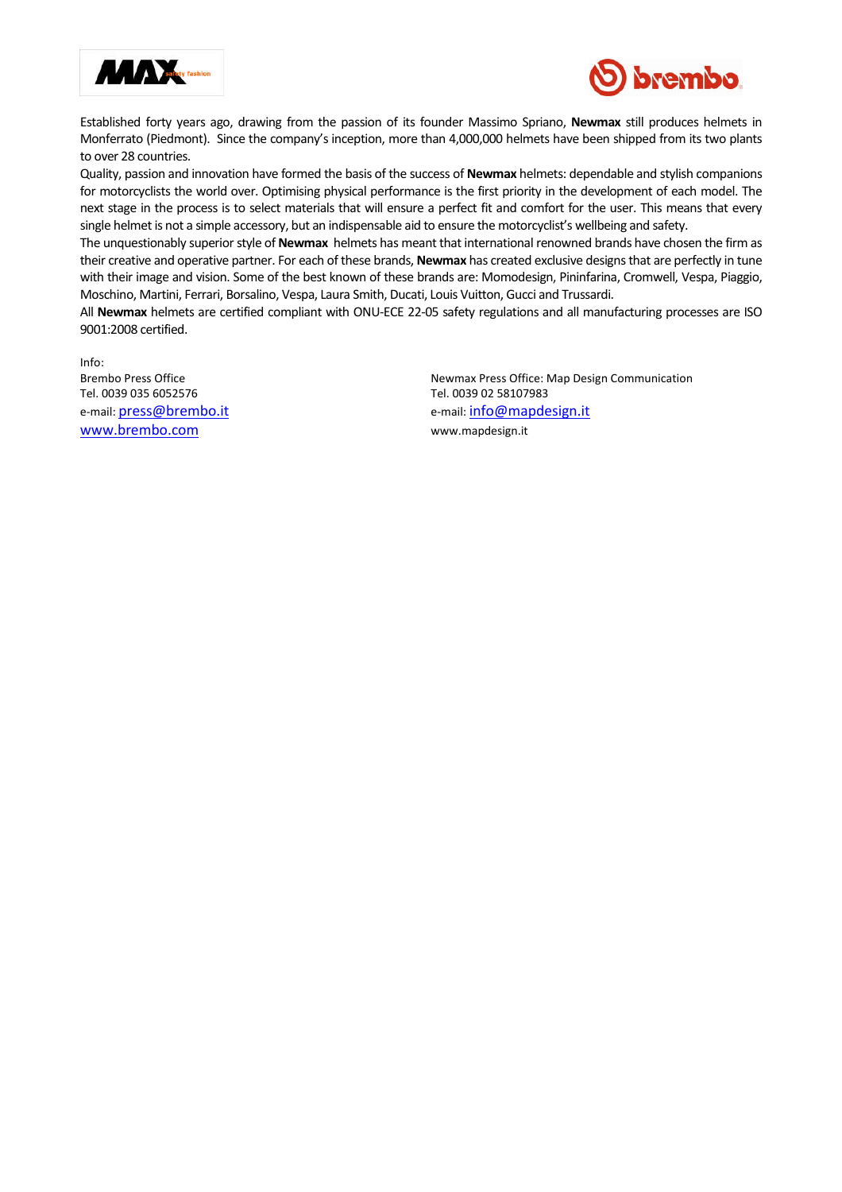Established forty years ago, drawing from the passion of its founder Massimo Spriano, **Newmax** still produces helmets in Monferrato (Piedmont). Since the company's inception, more than 4,000,000 helmets have been shipped from its two plants to over 28 countries.

Quality, passion and innovation have formed the basis of the success of **Newmax** helmets: dependable and stylish companions for motorcyclists the world over. Optimising physical performance is the first priority in the development of each model. The next stage in the process is to select materials that will ensure a perfect fit and comfort for the user. This means that every single helmet is not a simple accessory, but an indispensable aid to ensure the motorcyclist's wellbeing and safety.

The unquestionably superior style of **Newmax** helmets has meant that international renowned brands have chosen the firm as their creative and operative partner. For each of these brands, **Newmax** has created exclusive designs that are perfectly in tune with their image and vision. Some of the best known of these brands are: Momodesign, Pininfarina, Cromwell, Vespa, Piaggio, Moschino, Martini, Ferrari, Borsalino, Vespa, Laura Smith, Ducati, Louis Vuitton, Gucci and Trussardi.

All **Newmax** helmets are certified compliant with ONU-ECE 22-05 safety regulations and all manufacturing processes are ISO 9001:2008 certified.

Info:

Brembo Press Office
Tel. 0039 035 6052576
e-mail: press@brembo.it
www.brembo.com

Newmax Press Office: Map Design Communication
Tel. 0039 02 58107983
e-mail: info@mapdesign.it
www.mapdesign.it